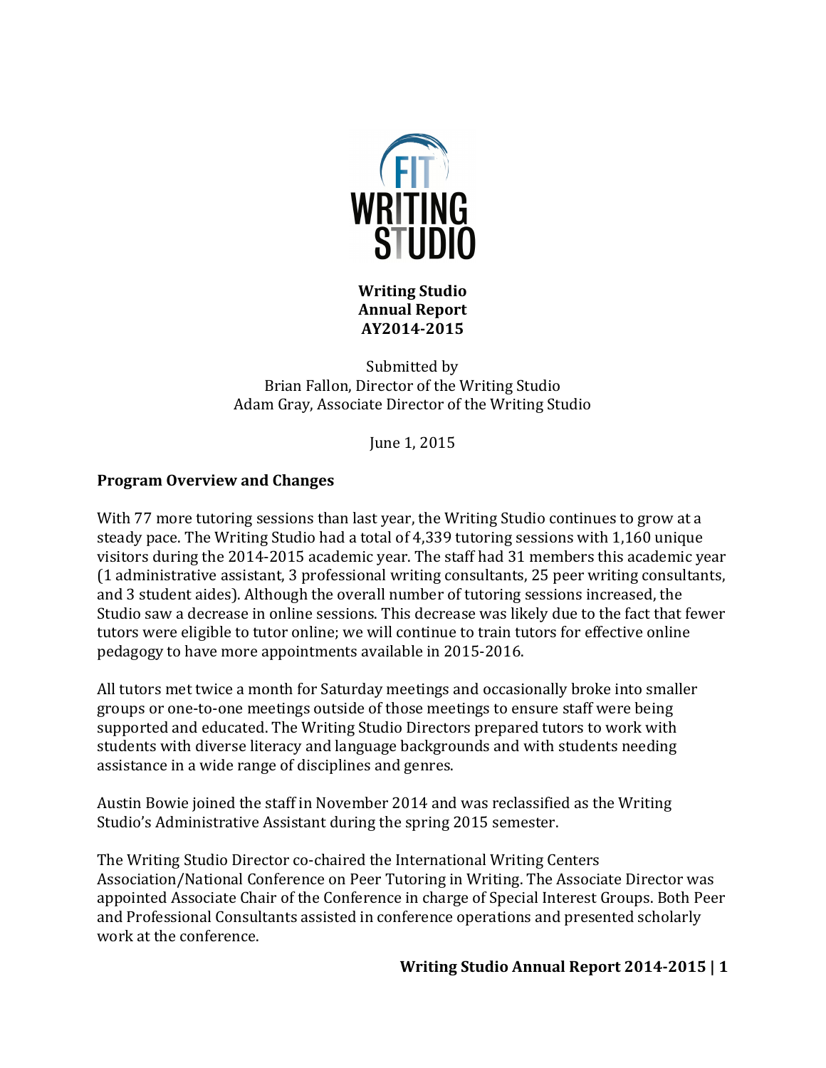FIT WRITING STUDIO

**Writing Studio**
**Annual Report**
**AY2014-2015**

Submitted by
Brian Fallon, Director of the Writing Studio
Adam Gray, Associate Director of the Writing Studio

June 1, 2015

## Program Overview and Changes

With 77 more tutoring sessions than last year, the Writing Studio continues to grow at a steady pace. The Writing Studio had a total of 4,339 tutoring sessions with 1,160 unique visitors during the 2014-2015 academic year. The staff had 31 members this academic year (1 administrative assistant, 3 professional writing consultants, 25 peer writing consultants, and 3 student aides). Although the overall number of tutoring sessions increased, the Studio saw a decrease in online sessions. This decrease was likely due to the fact that fewer tutors were eligible to tutor online; we will continue to train tutors for effective online pedagogy to have more appointments available in 2015-2016.

All tutors met twice a month for Saturday meetings and occasionally broke into smaller groups or one-to-one meetings outside of those meetings to ensure staff were being supported and educated. The Writing Studio Directors prepared tutors to work with students with diverse literacy and language backgrounds and with students needing assistance in a wide range of disciplines and genres.

Austin Bowie joined the staff in November 2014 and was reclassified as the Writing Studio's Administrative Assistant during the spring 2015 semester.

The Writing Studio Director co-chaired the International Writing Centers Association/National Conference on Peer Tutoring in Writing. The Associate Director was appointed Associate Chair of the Conference in charge of Special Interest Groups. Both Peer and Professional Consultants assisted in conference operations and presented scholarly work at the conference.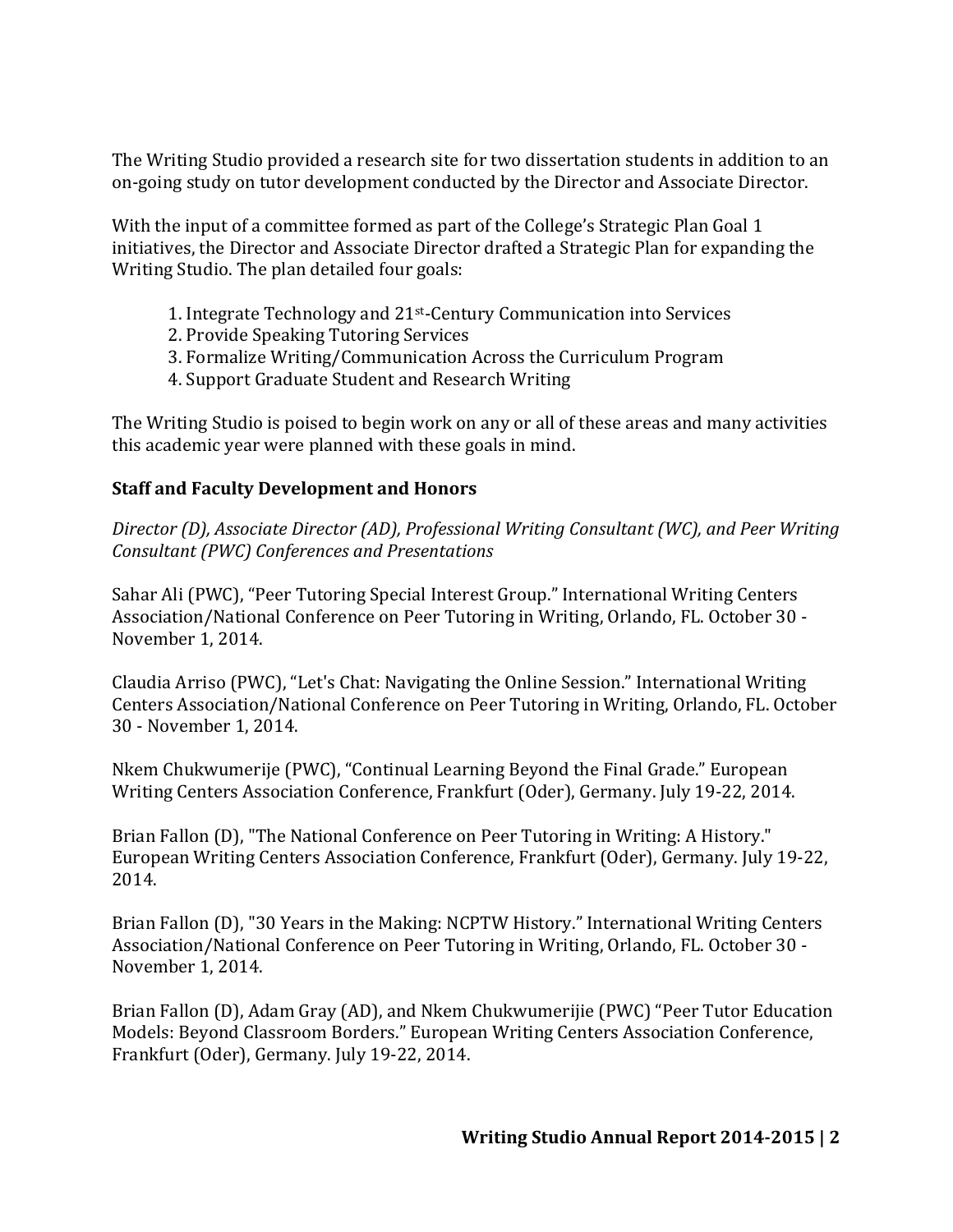The Writing Studio provided a research site for two dissertation students in addition to an on-going study on tutor development conducted by the Director and Associate Director.

With the input of a committee formed as part of the College's Strategic Plan Goal 1 initiatives, the Director and Associate Director drafted a Strategic Plan for expanding the Writing Studio. The plan detailed four goals:

1. Integrate Technology and 21st-Century Communication into Services
2. Provide Speaking Tutoring Services
3. Formalize Writing/Communication Across the Curriculum Program
4. Support Graduate Student and Research Writing

The Writing Studio is poised to begin work on any or all of these areas and many activities this academic year were planned with these goals in mind.

**Staff and Faculty Development and Honors**

*Director (D), Associate Director (AD), Professional Writing Consultant (WC), and Peer Writing Consultant (PWC) Conferences and Presentations*

Sahar Ali (PWC), "Peer Tutoring Special Interest Group." International Writing Centers Association/National Conference on Peer Tutoring in Writing, Orlando, FL. October 30 - November 1, 2014.

Claudia Arriso (PWC), "Let's Chat: Navigating the Online Session." International Writing Centers Association/National Conference on Peer Tutoring in Writing, Orlando, FL. October 30 - November 1, 2014.

Nkem Chukwumerije (PWC), "Continual Learning Beyond the Final Grade." European Writing Centers Association Conference, Frankfurt (Oder), Germany. July 19-22, 2014.

Brian Fallon (D), "The National Conference on Peer Tutoring in Writing: A History." European Writing Centers Association Conference, Frankfurt (Oder), Germany. July 19-22, 2014.

Brian Fallon (D), "30 Years in the Making: NCPTW History." International Writing Centers Association/National Conference on Peer Tutoring in Writing, Orlando, FL. October 30 - November 1, 2014.

Brian Fallon (D), Adam Gray (AD), and Nkem Chukwumerijie (PWC) "Peer Tutor Education Models: Beyond Classroom Borders." European Writing Centers Association Conference, Frankfurt (Oder), Germany. July 19-22, 2014.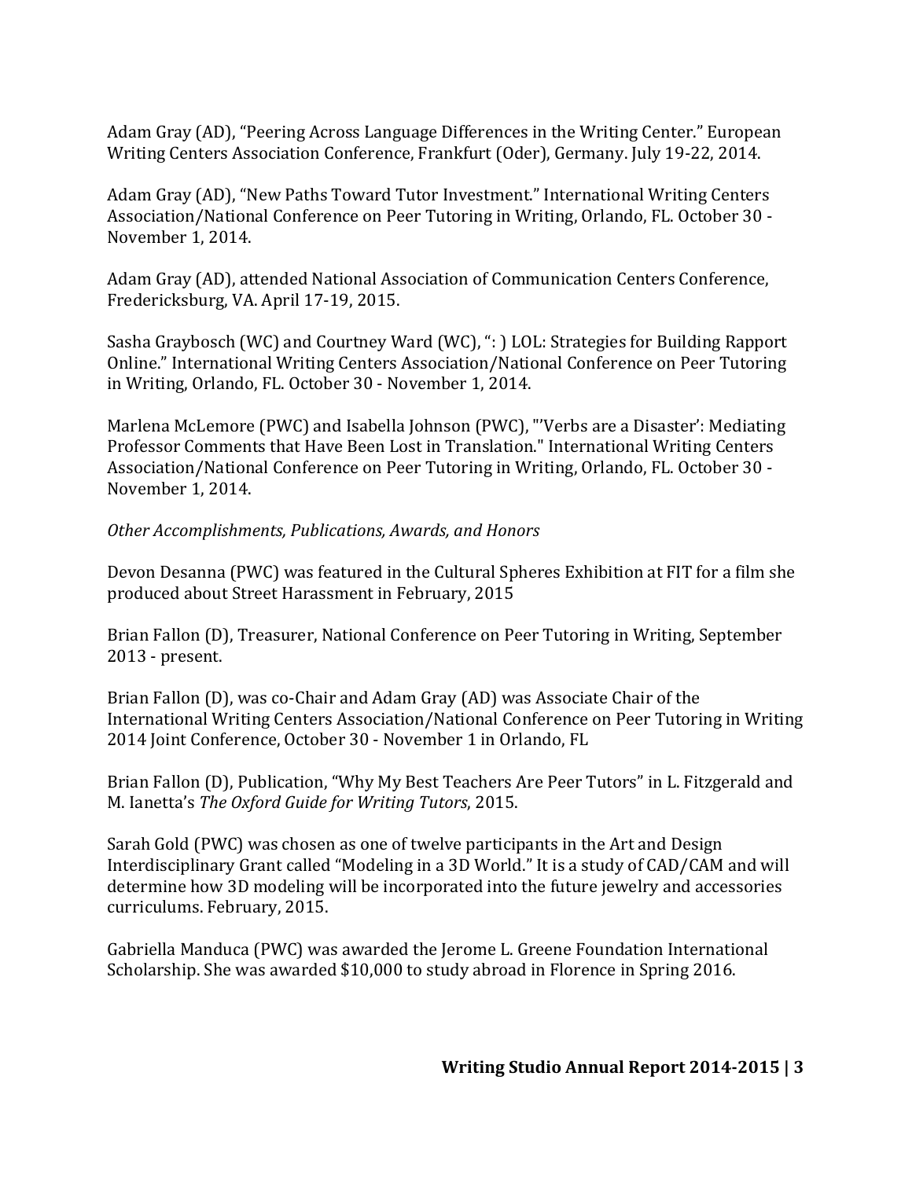Adam Gray (AD), "Peering Across Language Differences in the Writing Center." European Writing Centers Association Conference, Frankfurt (Oder), Germany. July 19-22, 2014.

Adam Gray (AD), "New Paths Toward Tutor Investment." International Writing Centers Association/National Conference on Peer Tutoring in Writing, Orlando, FL. October 30 - November 1, 2014.

Adam Gray (AD), attended National Association of Communication Centers Conference, Fredericksburg, VA. April 17-19, 2015.

Sasha Graybosch (WC) and Courtney Ward (WC), ": ) LOL: Strategies for Building Rapport Online." International Writing Centers Association/National Conference on Peer Tutoring in Writing, Orlando, FL. October 30 - November 1, 2014.

Marlena McLemore (PWC) and Isabella Johnson (PWC), "'Verbs are a Disaster': Mediating Professor Comments that Have Been Lost in Translation." International Writing Centers Association/National Conference on Peer Tutoring in Writing, Orlando, FL. October 30 - November 1, 2014.

*Other Accomplishments, Publications, Awards, and Honors*

Devon Desanna (PWC) was featured in the Cultural Spheres Exhibition at FIT for a film she produced about Street Harassment in February, 2015

Brian Fallon (D), Treasurer, National Conference on Peer Tutoring in Writing, September 2013 - present.

Brian Fallon (D), was co-Chair and Adam Gray (AD) was Associate Chair of the International Writing Centers Association/National Conference on Peer Tutoring in Writing 2014 Joint Conference, October 30 - November 1 in Orlando, FL

Brian Fallon (D), Publication, "Why My Best Teachers Are Peer Tutors" in L. Fitzgerald and M. Ianetta's *The Oxford Guide for Writing Tutors*, 2015.

Sarah Gold (PWC) was chosen as one of twelve participants in the Art and Design Interdisciplinary Grant called "Modeling in a 3D World." It is a study of CAD/CAM and will determine how 3D modeling will be incorporated into the future jewelry and accessories curriculums. February, 2015.

Gabriella Manduca (PWC) was awarded the Jerome L. Greene Foundation International Scholarship. She was awarded $10,000 to study abroad in Florence in Spring 2016.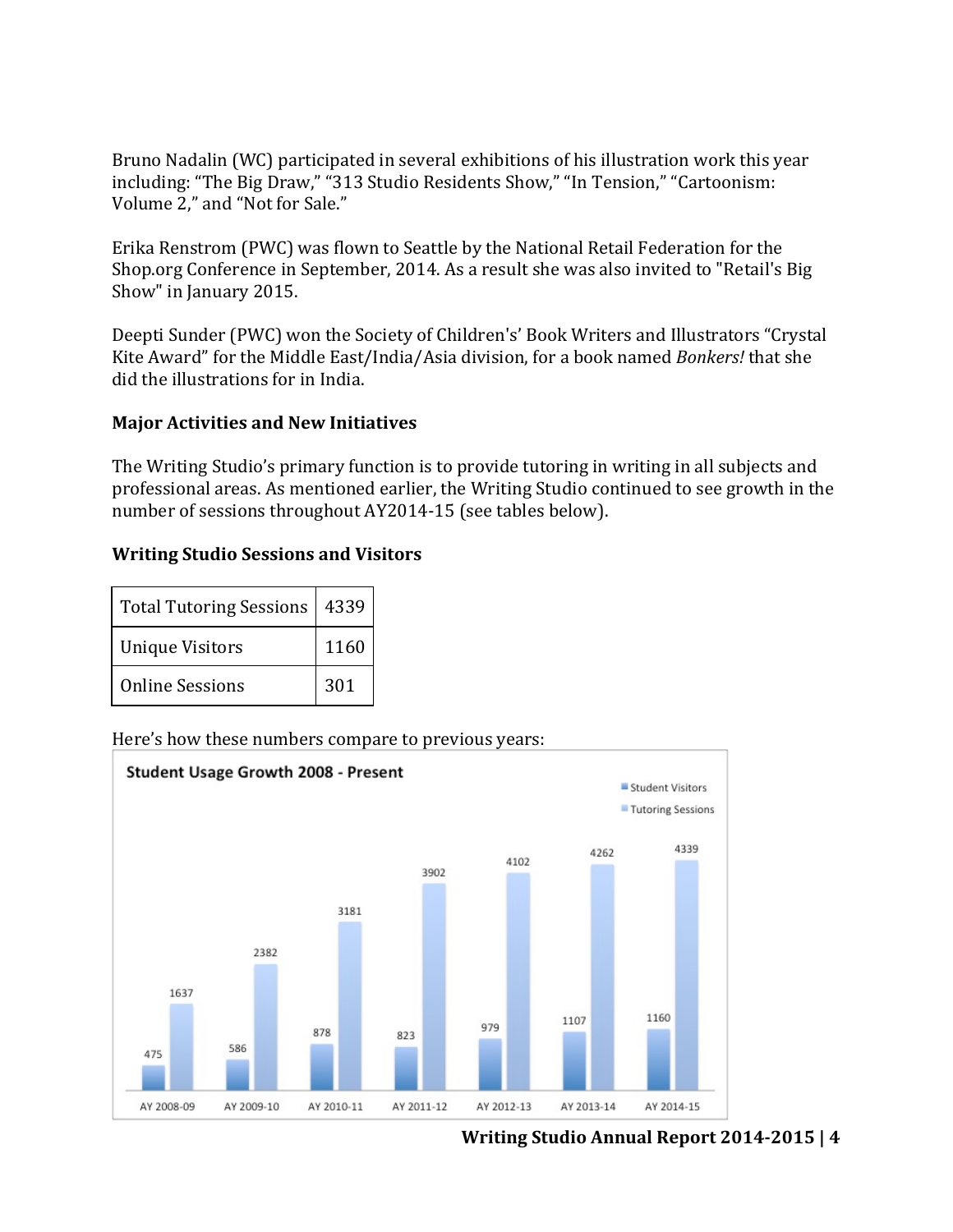Bruno Nadalin (WC) participated in several exhibitions of his illustration work this year including: "The Big Draw," "313 Studio Residents Show," "In Tension," "Cartoonism: Volume 2," and "Not for Sale."

Erika Renstrom (PWC) was flown to Seattle by the National Retail Federation for the Shop.org Conference in September, 2014. As a result she was also invited to "Retail's Big Show" in January 2015.

Deepti Sunder (PWC) won the Society of Children's' Book Writers and Illustrators "Crystal Kite Award" for the Middle East/India/Asia division, for a book named *Bonkers!* that she did the illustrations for in India.

**Major Activities and New Initiatives**

The Writing Studio's primary function is to provide tutoring in writing in all subjects and professional areas. As mentioned earlier, the Writing Studio continued to see growth in the number of sessions throughout AY2014-15 (see tables below).

**Writing Studio Sessions and Visitors**

| Total Tutoring Sessions | 4339 |
| --- | --- |
| Unique Visitors | 1160 |
| Online Sessions | 301 |

Here's how these numbers compare to previous years:

**Student Usage Growth 2008 - Present**

| | Student Visitors | Tutoring Sessions |
| --- | --- | --- |
| AY 2008-09 | 475 | 1637 |
| AY 2009-10 | 586 | 2382 |
| AY 2010-11 | 878 | 3181 |
| AY 2011-12 | 823 | 3902 |
| AY 2012-13 | 979 | 4102 |
| AY 2013-14 | 1107 | 4262 |
| AY 2014-15 | 1160 | 4339 |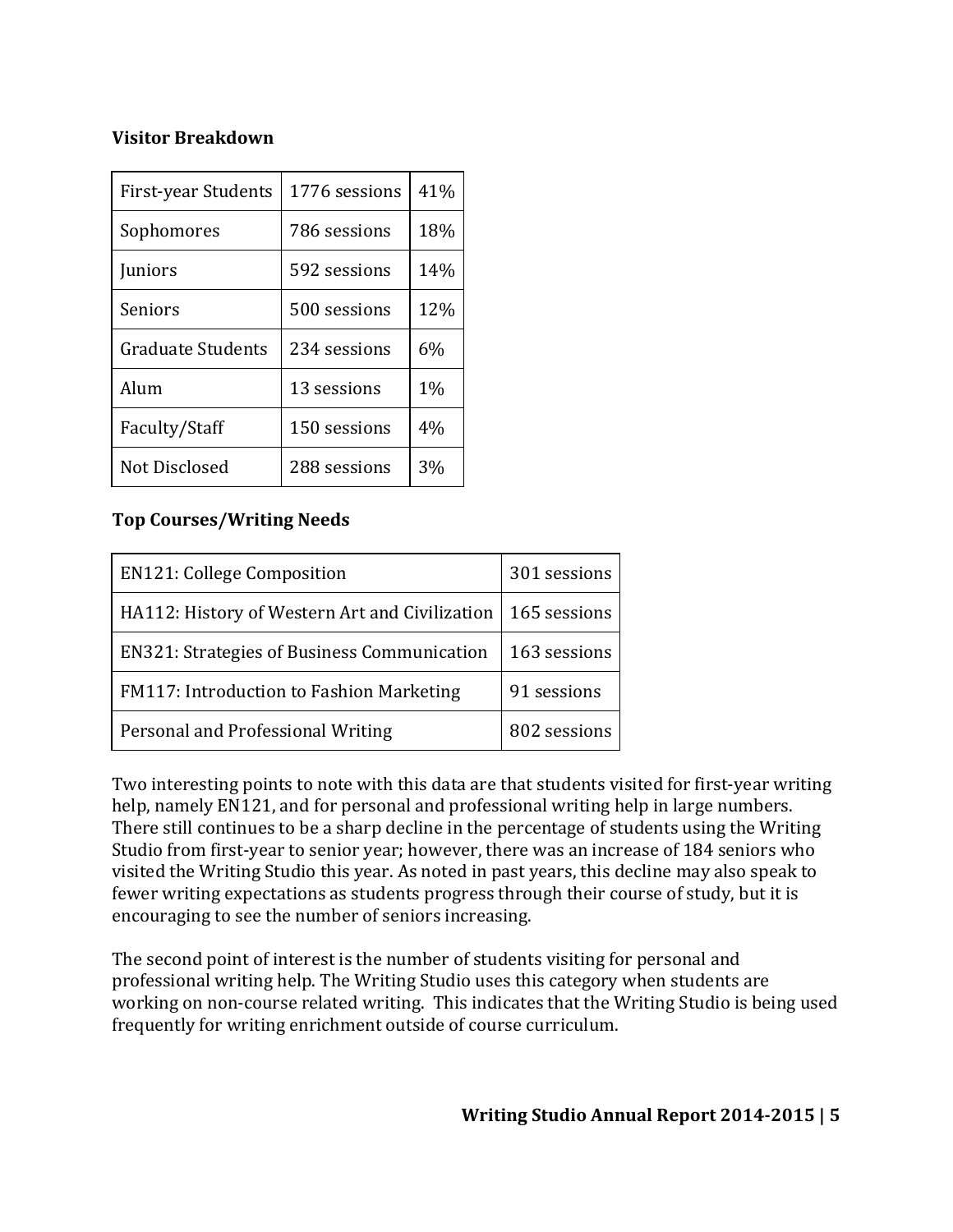**Visitor Breakdown**

| | | |
|---|---|---|
| First-year Students | 1776 sessions | 41% |
| Sophomores | 786 sessions | 18% |
| Juniors | 592 sessions | 14% |
| Seniors | 500 sessions | 12% |
| Graduate Students | 234 sessions | 6% |
| Alum | 13 sessions | 1% |
| Faculty/Staff | 150 sessions | 4% |
| Not Disclosed | 288 sessions | 3% |

**Top Courses/Writing Needs**

| | |
|---|---|
| EN121: College Composition | 301 sessions |
| HA112: History of Western Art and Civilization | 165 sessions |
| EN321: Strategies of Business Communication | 163 sessions |
| FM117: Introduction to Fashion Marketing | 91 sessions |
| Personal and Professional Writing | 802 sessions |

Two interesting points to note with this data are that students visited for first-year writing help, namely EN121, and for personal and professional writing help in large numbers. There still continues to be a sharp decline in the percentage of students using the Writing Studio from first-year to senior year; however, there was an increase of 184 seniors who visited the Writing Studio this year. As noted in past years, this decline may also speak to fewer writing expectations as students progress through their course of study, but it is encouraging to see the number of seniors increasing.

The second point of interest is the number of students visiting for personal and professional writing help. The Writing Studio uses this category when students are working on non-course related writing. This indicates that the Writing Studio is being used frequently for writing enrichment outside of course curriculum.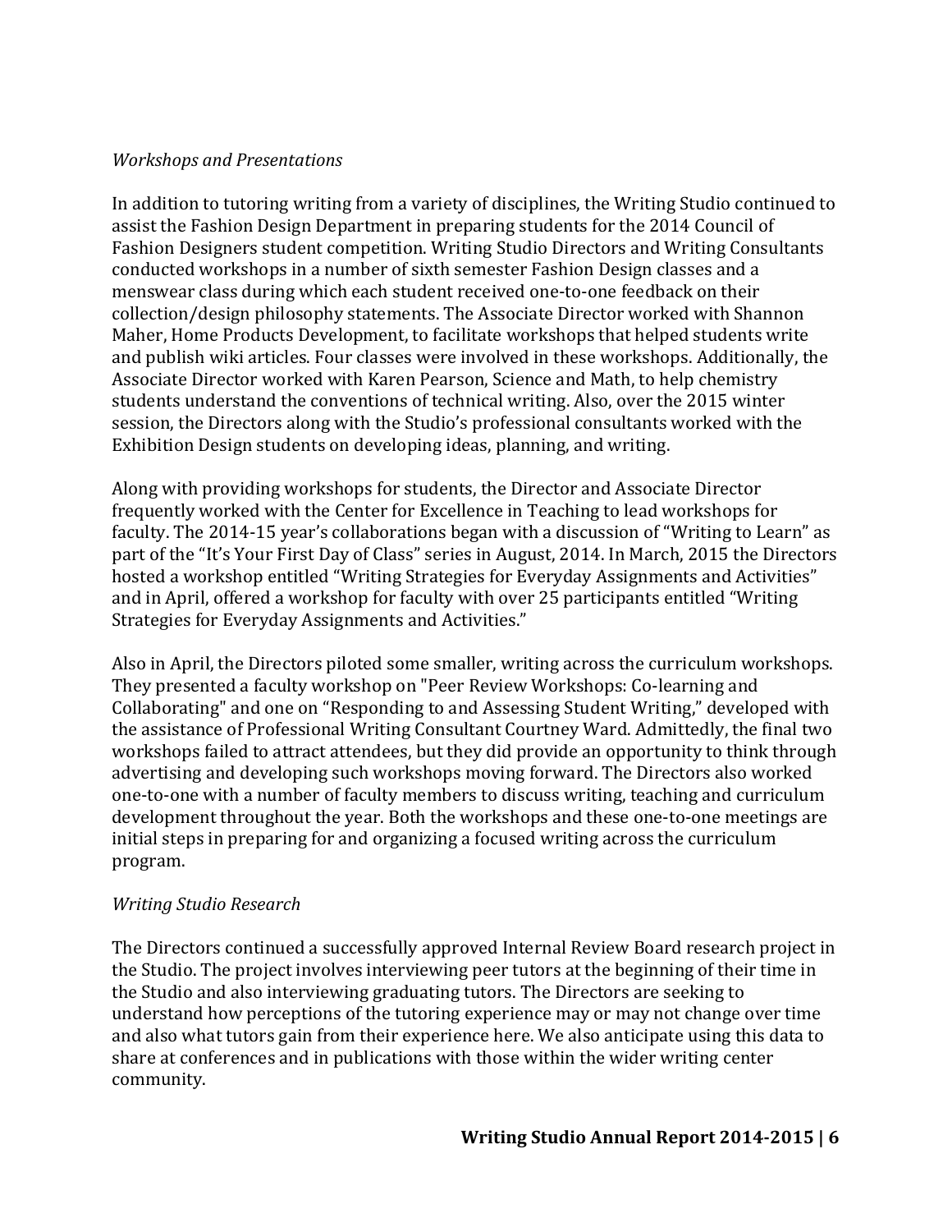*Workshops and Presentations*

In addition to tutoring writing from a variety of disciplines, the Writing Studio continued to assist the Fashion Design Department in preparing students for the 2014 Council of Fashion Designers student competition. Writing Studio Directors and Writing Consultants conducted workshops in a number of sixth semester Fashion Design classes and a menswear class during which each student received one-to-one feedback on their collection/design philosophy statements. The Associate Director worked with Shannon Maher, Home Products Development, to facilitate workshops that helped students write and publish wiki articles. Four classes were involved in these workshops. Additionally, the Associate Director worked with Karen Pearson, Science and Math, to help chemistry students understand the conventions of technical writing. Also, over the 2015 winter session, the Directors along with the Studio's professional consultants worked with the Exhibition Design students on developing ideas, planning, and writing.

Along with providing workshops for students, the Director and Associate Director frequently worked with the Center for Excellence in Teaching to lead workshops for faculty. The 2014-15 year's collaborations began with a discussion of "Writing to Learn" as part of the "It's Your First Day of Class" series in August, 2014. In March, 2015 the Directors hosted a workshop entitled "Writing Strategies for Everyday Assignments and Activities" and in April, offered a workshop for faculty with over 25 participants entitled "Writing Strategies for Everyday Assignments and Activities."

Also in April, the Directors piloted some smaller, writing across the curriculum workshops. They presented a faculty workshop on "Peer Review Workshops: Co-learning and Collaborating" and one on "Responding to and Assessing Student Writing," developed with the assistance of Professional Writing Consultant Courtney Ward. Admittedly, the final two workshops failed to attract attendees, but they did provide an opportunity to think through advertising and developing such workshops moving forward. The Directors also worked one-to-one with a number of faculty members to discuss writing, teaching and curriculum development throughout the year. Both the workshops and these one-to-one meetings are initial steps in preparing for and organizing a focused writing across the curriculum program.

*Writing Studio Research*

The Directors continued a successfully approved Internal Review Board research project in the Studio. The project involves interviewing peer tutors at the beginning of their time in the Studio and also interviewing graduating tutors. The Directors are seeking to understand how perceptions of the tutoring experience may or may not change over time and also what tutors gain from their experience here. We also anticipate using this data to share at conferences and in publications with those within the wider writing center community.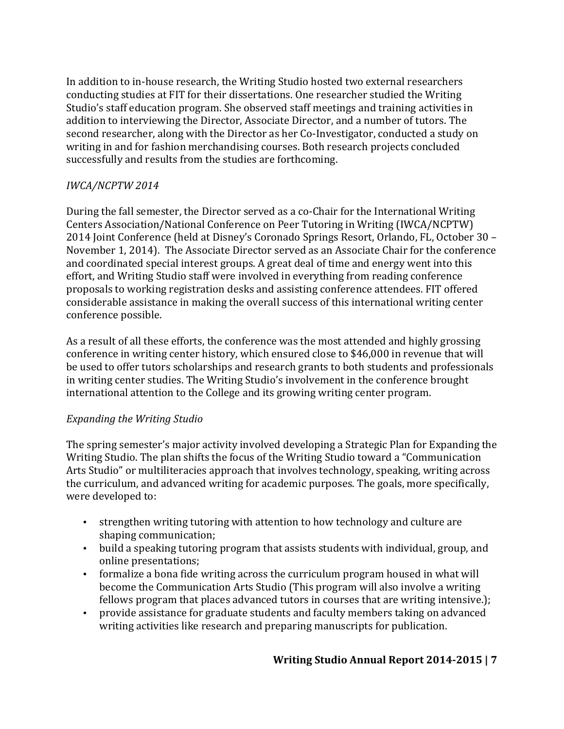In addition to in-house research, the Writing Studio hosted two external researchers conducting studies at FIT for their dissertations. One researcher studied the Writing Studio's staff education program. She observed staff meetings and training activities in addition to interviewing the Director, Associate Director, and a number of tutors. The second researcher, along with the Director as her Co-Investigator, conducted a study on writing in and for fashion merchandising courses. Both research projects concluded successfully and results from the studies are forthcoming.

*IWCA/NCPTW 2014*

During the fall semester, the Director served as a co-Chair for the International Writing Centers Association/National Conference on Peer Tutoring in Writing (IWCA/NCPTW) 2014 Joint Conference (held at Disney's Coronado Springs Resort, Orlando, FL, October 30 – November 1, 2014). The Associate Director served as an Associate Chair for the conference and coordinated special interest groups. A great deal of time and energy went into this effort, and Writing Studio staff were involved in everything from reading conference proposals to working registration desks and assisting conference attendees. FIT offered considerable assistance in making the overall success of this international writing center conference possible.

As a result of all these efforts, the conference was the most attended and highly grossing conference in writing center history, which ensured close to $46,000 in revenue that will be used to offer tutors scholarships and research grants to both students and professionals in writing center studies. The Writing Studio's involvement in the conference brought international attention to the College and its growing writing center program.

*Expanding the Writing Studio*

The spring semester's major activity involved developing a Strategic Plan for Expanding the Writing Studio. The plan shifts the focus of the Writing Studio toward a "Communication Arts Studio" or multiliteracies approach that involves technology, speaking, writing across the curriculum, and advanced writing for academic purposes. The goals, more specifically, were developed to:

- strengthen writing tutoring with attention to how technology and culture are shaping communication;
- build a speaking tutoring program that assists students with individual, group, and online presentations;
- formalize a bona fide writing across the curriculum program housed in what will become the Communication Arts Studio (This program will also involve a writing fellows program that places advanced tutors in courses that are writing intensive.);
- provide assistance for graduate students and faculty members taking on advanced writing activities like research and preparing manuscripts for publication.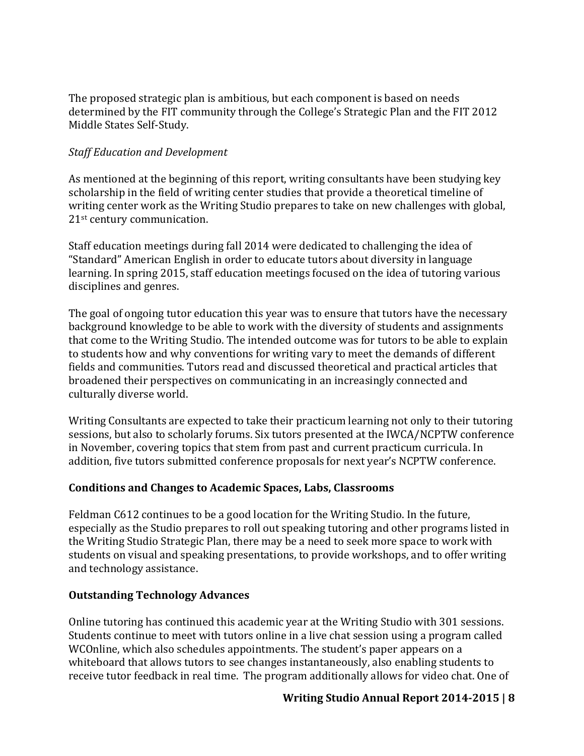The proposed strategic plan is ambitious, but each component is based on needs determined by the FIT community through the College's Strategic Plan and the FIT 2012 Middle States Self-Study.

*Staff Education and Development*

As mentioned at the beginning of this report, writing consultants have been studying key scholarship in the field of writing center studies that provide a theoretical timeline of writing center work as the Writing Studio prepares to take on new challenges with global, 21st century communication.

Staff education meetings during fall 2014 were dedicated to challenging the idea of "Standard" American English in order to educate tutors about diversity in language learning. In spring 2015, staff education meetings focused on the idea of tutoring various disciplines and genres.

The goal of ongoing tutor education this year was to ensure that tutors have the necessary background knowledge to be able to work with the diversity of students and assignments that come to the Writing Studio. The intended outcome was for tutors to be able to explain to students how and why conventions for writing vary to meet the demands of different fields and communities. Tutors read and discussed theoretical and practical articles that broadened their perspectives on communicating in an increasingly connected and culturally diverse world.

Writing Consultants are expected to take their practicum learning not only to their tutoring sessions, but also to scholarly forums. Six tutors presented at the IWCA/NCPTW conference in November, covering topics that stem from past and current practicum curricula. In addition, five tutors submitted conference proposals for next year's NCPTW conference.

**Conditions and Changes to Academic Spaces, Labs, Classrooms**

Feldman C612 continues to be a good location for the Writing Studio. In the future, especially as the Studio prepares to roll out speaking tutoring and other programs listed in the Writing Studio Strategic Plan, there may be a need to seek more space to work with students on visual and speaking presentations, to provide workshops, and to offer writing and technology assistance.

**Outstanding Technology Advances**

Online tutoring has continued this academic year at the Writing Studio with 301 sessions. Students continue to meet with tutors online in a live chat session using a program called WCOnline, which also schedules appointments. The student's paper appears on a whiteboard that allows tutors to see changes instantaneously, also enabling students to receive tutor feedback in real time. The program additionally allows for video chat. One of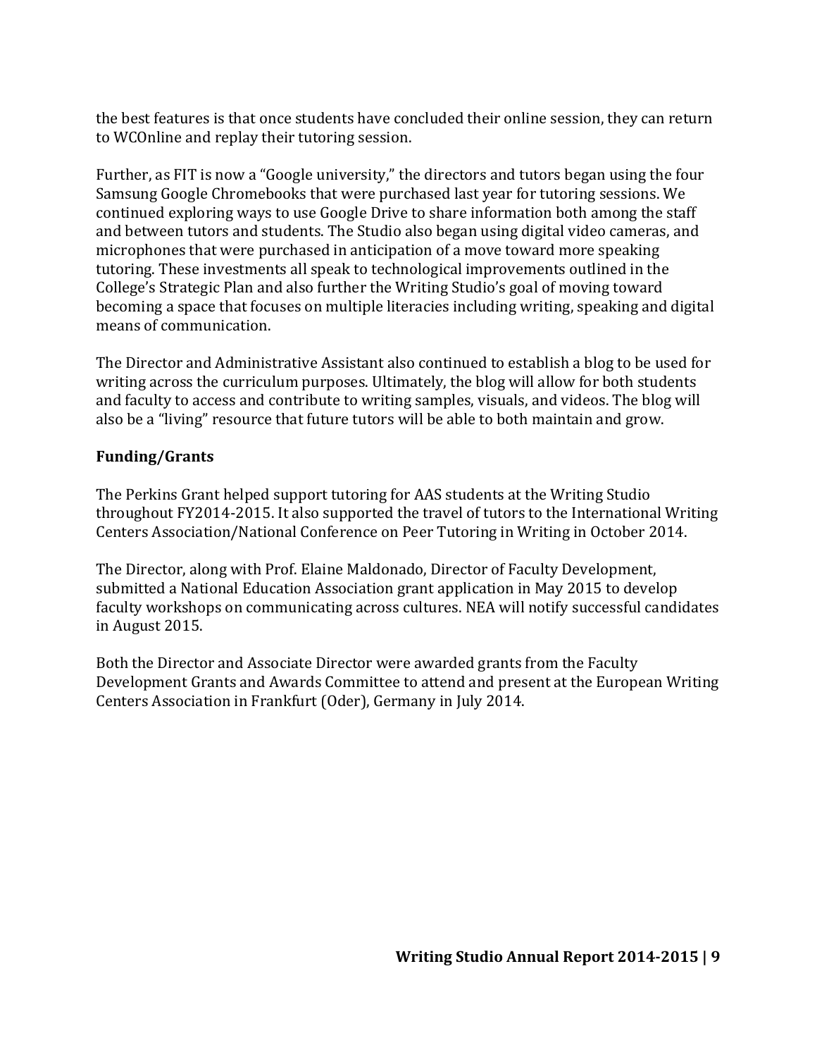the best features is that once students have concluded their online session, they can return to WCOnline and replay their tutoring session.

Further, as FIT is now a "Google university," the directors and tutors began using the four Samsung Google Chromebooks that were purchased last year for tutoring sessions. We continued exploring ways to use Google Drive to share information both among the staff and between tutors and students. The Studio also began using digital video cameras, and microphones that were purchased in anticipation of a move toward more speaking tutoring. These investments all speak to technological improvements outlined in the College's Strategic Plan and also further the Writing Studio's goal of moving toward becoming a space that focuses on multiple literacies including writing, speaking and digital means of communication.

The Director and Administrative Assistant also continued to establish a blog to be used for writing across the curriculum purposes. Ultimately, the blog will allow for both students and faculty to access and contribute to writing samples, visuals, and videos. The blog will also be a "living" resource that future tutors will be able to both maintain and grow.

**Funding/Grants**

The Perkins Grant helped support tutoring for AAS students at the Writing Studio throughout FY2014-2015. It also supported the travel of tutors to the International Writing Centers Association/National Conference on Peer Tutoring in Writing in October 2014.

The Director, along with Prof. Elaine Maldonado, Director of Faculty Development, submitted a National Education Association grant application in May 2015 to develop faculty workshops on communicating across cultures. NEA will notify successful candidates in August 2015.

Both the Director and Associate Director were awarded grants from the Faculty Development Grants and Awards Committee to attend and present at the European Writing Centers Association in Frankfurt (Oder), Germany in July 2014.